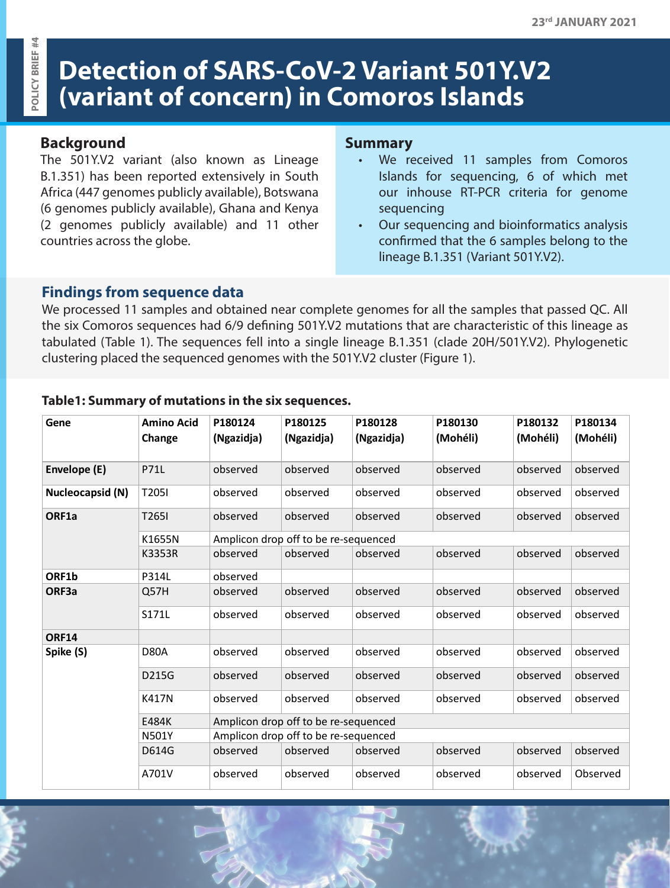23rd JANUARY 2021

POLICY BRIEF #4

# Detection of SARS-CoV-2 Variant 501Y.V2 (variant of concern) in Comoros Islands

## Background

The 501Y.V2 variant (also known as Lineage B.1.351) has been reported extensively in South Africa (447 genomes publicly available), Botswana (6 genomes publicly available), Ghana and Kenya (2 genomes publicly available) and 11 other countries across the globe.

## Summary

- We received 11 samples from Comoros Islands for sequencing, 6 of which met our inhouse RT-PCR criteria for genome sequencing
- Our sequencing and bioinformatics analysis confirmed that the 6 samples belong to the lineage B.1.351 (Variant 501Y.V2).

## Findings from sequence data

We processed 11 samples and obtained near complete genomes for all the samples that passed QC. All the six Comoros sequences had 6/9 defining 501Y.V2 mutations that are characteristic of this lineage as tabulated (Table 1). The sequences fell into a single lineage B.1.351 (clade 20H/501Y.V2). Phylogenetic clustering placed the sequenced genomes with the 501Y.V2 cluster (Figure 1).

**Table1: Summary of mutations in the six sequences.**

| Gene | Amino Acid Change | P180124 (Ngazidja) | P180125 (Ngazidja) | P180128 (Ngazidja) | P180130 (Mohéli) | P180132 (Mohéli) | P180134 (Mohéli) |
|---|---|---|---|---|---|---|---|
| Envelope (E) | P71L | observed | observed | observed | observed | observed | observed |
| Nucleocapsid (N) | T205I | observed | observed | observed | observed | observed | observed |
| ORF1a | T265I | observed | observed | observed | observed | observed | observed |
| | K1655N | Amplicon drop off to be re-sequenced | | | | | |
| | K3353R | observed | observed | observed | observed | observed | observed |
| ORF1b | P314L | observed | | | | | |
| ORF3a | Q57H | observed | observed | observed | observed | observed | observed |
| | S171L | observed | observed | observed | observed | observed | observed |
| ORF14 | | | | | | | |
| Spike (S) | D80A | observed | observed | observed | observed | observed | observed |
| | D215G | observed | observed | observed | observed | observed | observed |
| | K417N | observed | observed | observed | observed | observed | observed |
| | E484K | Amplicon drop off to be re-sequenced | | | | | |
| | N501Y | Amplicon drop off to be re-sequenced | | | | | |
| | D614G | observed | observed | observed | observed | observed | observed |
| | A701V | observed | observed | observed | observed | observed | Observed |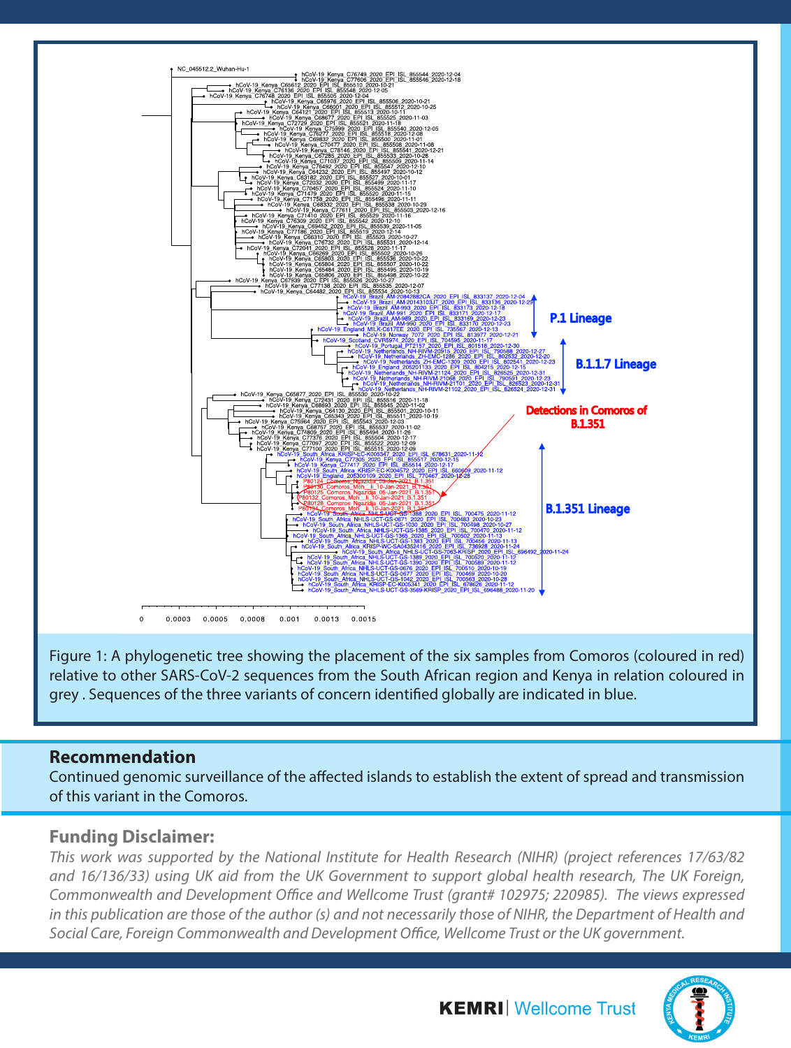NC_045512.2_Wuhan-Hu-1

P.1 Lineage

B.1.1.7 Lineage

Detections in Comoros of B.1.351

B.1.351 Lineage

0 0.0003 0.0005 0.0008 0.001 0.0013 0.0015

Figure 1: A phylogenetic tree showing the placement of the six samples from Comoros (coloured in red) relative to other SARS-CoV-2 sequences from the South African region and Kenya in relation coloured in grey . Sequences of the three variants of concern identified globally are indicated in blue.

## Recommendation

Continued genomic surveillance of the affected islands to establish the extent of spread and transmission of this variant in the Comoros.

## Funding Disclaimer:

*This work was supported by the National Institute for Health Research (NIHR) (project references 17/63/82 and 16/136/33) using UK aid from the UK Government to support global health research, The UK Foreign, Commonwealth and Development Office and Wellcome Trust (grant# 102975; 220985). The views expressed in this publication are those of the author (s) and not necessarily those of NIHR, the Department of Health and Social Care, Foreign Commonwealth and Development Office, Wellcome Trust or the UK government.*

KEMRI | Wellcome Trust